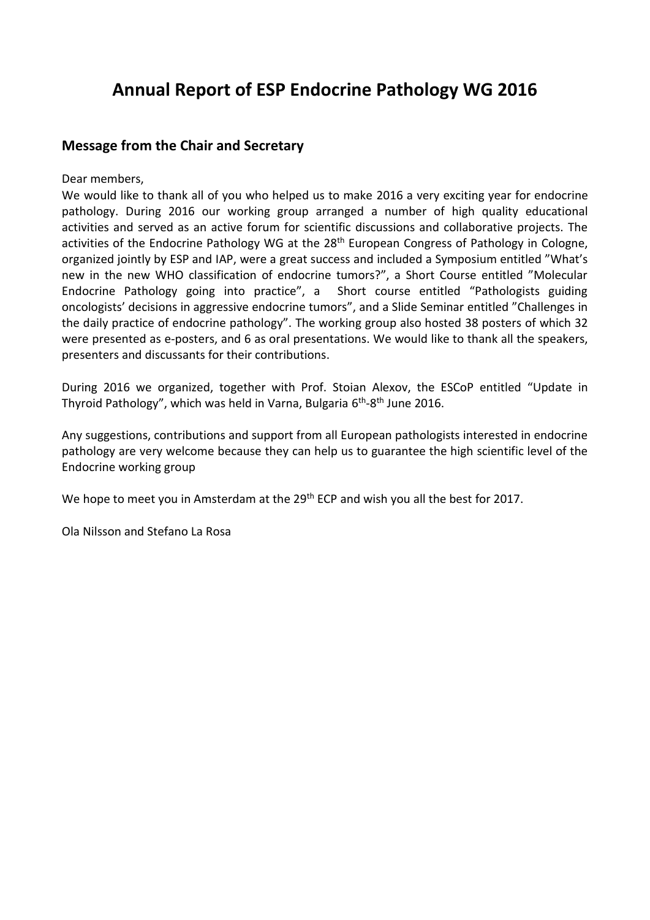# Annual Report of ESP Endocrine Pathology WG 2016

## Message from the Chair and Secretary

Dear members,

We would like to thank all of you who helped us to make 2016 a very exciting year for endocrine pathology. During 2016 our working group arranged a number of high quality educational activities and served as an active forum for scientific discussions and collaborative projects. The activities of the Endocrine Pathology WG at the 28th European Congress of Pathology in Cologne, organized jointly by ESP and IAP, were a great success and included a Symposium entitled "What's new in the new WHO classification of endocrine tumors?", a Short Course entitled "Molecular Endocrine Pathology going into practice", a Short course entitled "Pathologists guiding oncologists' decisions in aggressive endocrine tumors", and a Slide Seminar entitled "Challenges in the daily practice of endocrine pathology". The working group also hosted 38 posters of which 32 were presented as e-posters, and 6 as oral presentations. We would like to thank all the speakers, presenters and discussants for their contributions.

During 2016 we organized, together with Prof. Stoian Alexov, the ESCoP entitled "Update in Thyroid Pathology", which was held in Varna, Bulgaria 6th-8th June 2016.

Any suggestions, contributions and support from all European pathologists interested in endocrine pathology are very welcome because they can help us to guarantee the high scientific level of the Endocrine working group

We hope to meet you in Amsterdam at the 29th ECP and wish you all the best for 2017.

Ola Nilsson and Stefano La Rosa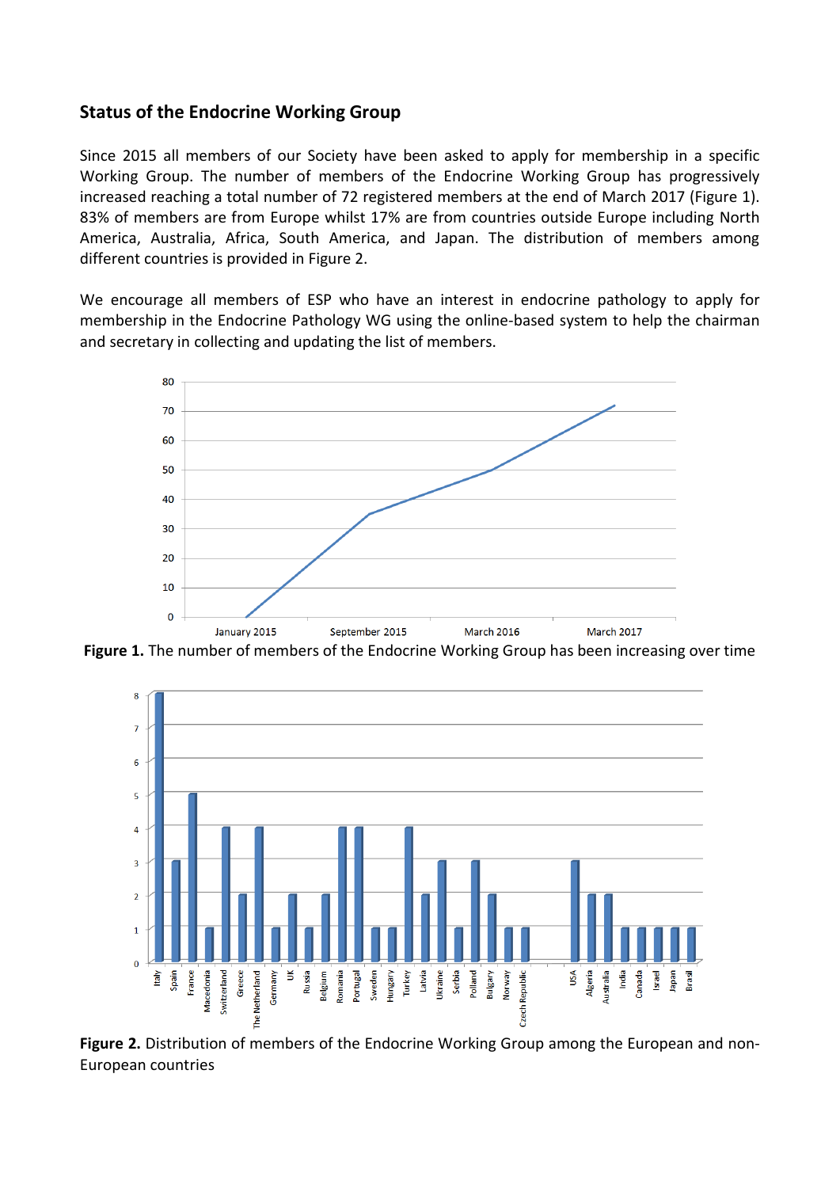## Status of the Endocrine Working Group

Since 2015 all members of our Society have been asked to apply for membership in a specific Working Group. The number of members of the Endocrine Working Group has progressively increased reaching a total number of 72 registered members at the end of March 2017 (Figure 1). 83% of members are from Europe whilst 17% are from countries outside Europe including North America, Australia, Africa, South America, and Japan. The distribution of members among different countries is provided in Figure 2.

We encourage all members of ESP who have an interest in endocrine pathology to apply for membership in the Endocrine Pathology WG using the online-based system to help the chairman and secretary in collecting and updating the list of members.

**Figure 1.** The number of members of the Endocrine Working Group has been increasing over time

**Figure 2.** Distribution of members of the Endocrine Working Group among the European and non-European countries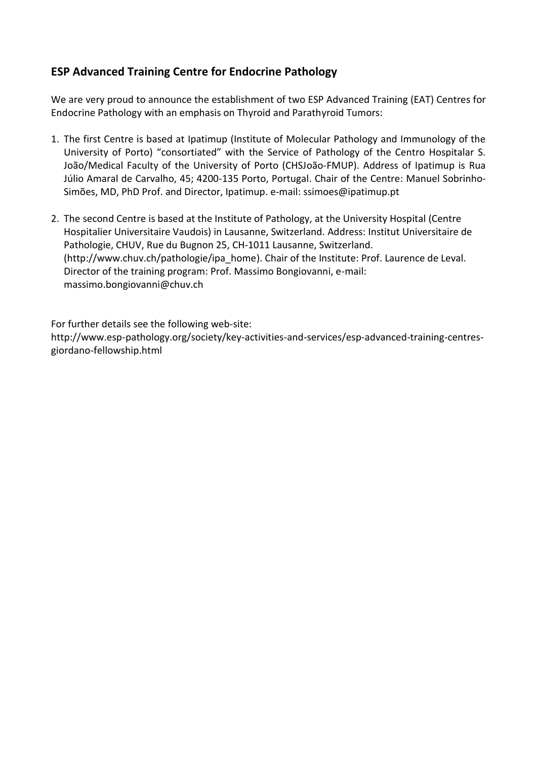## ESP Advanced Training Centre for Endocrine Pathology

We are very proud to announce the establishment of two ESP Advanced Training (EAT) Centres for Endocrine Pathology with an emphasis on Thyroid and Parathyroid Tumors:

1. The first Centre is based at Ipatimup (Institute of Molecular Pathology and Immunology of the University of Porto) "consortiated" with the Service of Pathology of the Centro Hospitalar S. João/Medical Faculty of the University of Porto (CHSJoão-FMUP). Address of Ipatimup is Rua Júlio Amaral de Carvalho, 45; 4200-135 Porto, Portugal. Chair of the Centre: Manuel Sobrinho-Simões, MD, PhD Prof. and Director, Ipatimup. e-mail: ssimoes@ipatimup.pt

2. The second Centre is based at the Institute of Pathology, at the University Hospital (Centre Hospitalier Universitaire Vaudois) in Lausanne, Switzerland. Address: Institut Universitaire de Pathologie, CHUV, Rue du Bugnon 25, CH-1011 Lausanne, Switzerland. (http://www.chuv.ch/pathologie/ipa_home). Chair of the Institute: Prof. Laurence de Leval. Director of the training program: Prof. Massimo Bongiovanni, e-mail: massimo.bongiovanni@chuv.ch

For further details see the following web-site:
http://www.esp-pathology.org/society/key-activities-and-services/esp-advanced-training-centres-giordano-fellowship.html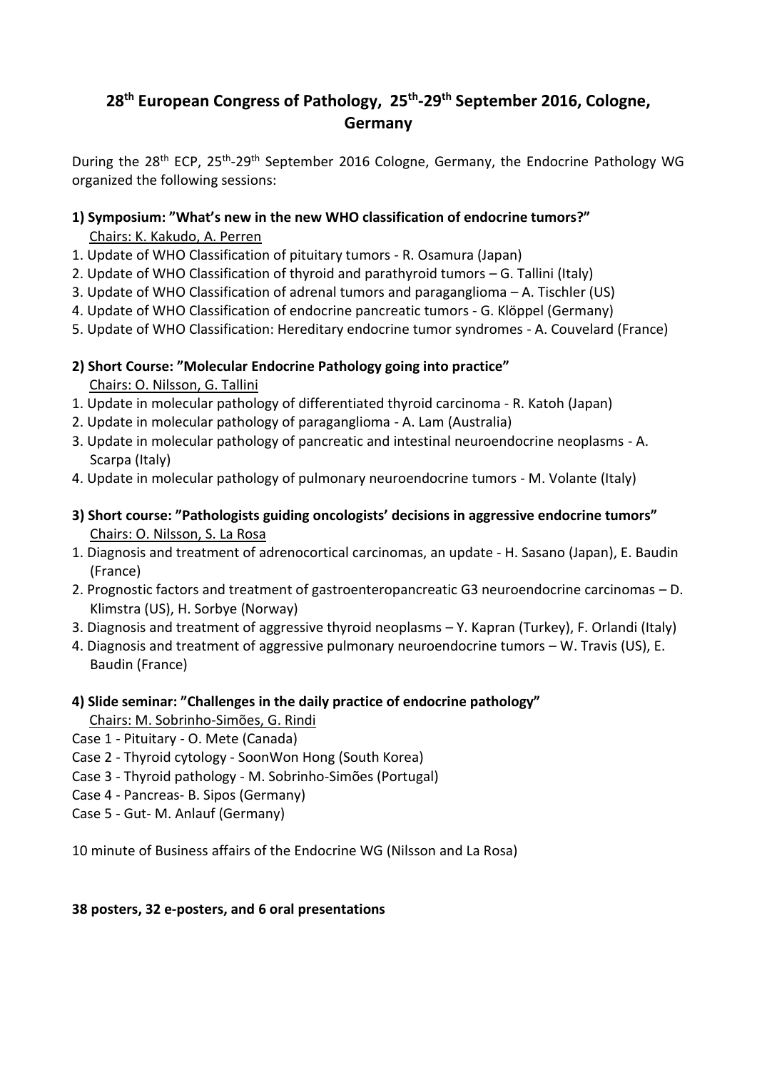# 28th European Congress of Pathology, 25th-29th September 2016, Cologne, Germany

During the 28th ECP, 25th-29th September 2016 Cologne, Germany, the Endocrine Pathology WG organized the following sessions:

**1) Symposium: "What's new in the new WHO classification of endocrine tumors?"**

Chairs: K. Kakudo, A. Perren

1. Update of WHO Classification of pituitary tumors - R. Osamura (Japan)
2. Update of WHO Classification of thyroid and parathyroid tumors – G. Tallini (Italy)
3. Update of WHO Classification of adrenal tumors and paraganglioma – A. Tischler (US)
4. Update of WHO Classification of endocrine pancreatic tumors - G. Klöppel (Germany)
5. Update of WHO Classification: Hereditary endocrine tumor syndromes - A. Couvelard (France)

**2) Short Course: "Molecular Endocrine Pathology going into practice"**

Chairs: O. Nilsson, G. Tallini

1. Update in molecular pathology of differentiated thyroid carcinoma - R. Katoh (Japan)
2. Update in molecular pathology of paraganglioma - A. Lam (Australia)
3. Update in molecular pathology of pancreatic and intestinal neuroendocrine neoplasms - A. Scarpa (Italy)
4. Update in molecular pathology of pulmonary neuroendocrine tumors - M. Volante (Italy)

**3) Short course: "Pathologists guiding oncologists' decisions in aggressive endocrine tumors"**

Chairs: O. Nilsson, S. La Rosa

1. Diagnosis and treatment of adrenocortical carcinomas, an update - H. Sasano (Japan), E. Baudin (France)
2. Prognostic factors and treatment of gastroenteropancreatic G3 neuroendocrine carcinomas – D. Klimstra (US), H. Sorbye (Norway)
3. Diagnosis and treatment of aggressive thyroid neoplasms – Y. Kapran (Turkey), F. Orlandi (Italy)
4. Diagnosis and treatment of aggressive pulmonary neuroendocrine tumors – W. Travis (US), E. Baudin (France)

**4) Slide seminar: "Challenges in the daily practice of endocrine pathology"**

Chairs: M. Sobrinho-Simões, G. Rindi

Case 1 - Pituitary - O. Mete (Canada)
Case 2 - Thyroid cytology - SoonWon Hong (South Korea)
Case 3 - Thyroid pathology - M. Sobrinho-Simões (Portugal)
Case 4 - Pancreas- B. Sipos (Germany)
Case 5 - Gut- M. Anlauf (Germany)

10 minute of Business affairs of the Endocrine WG (Nilsson and La Rosa)

**38 posters, 32 e-posters, and 6 oral presentations**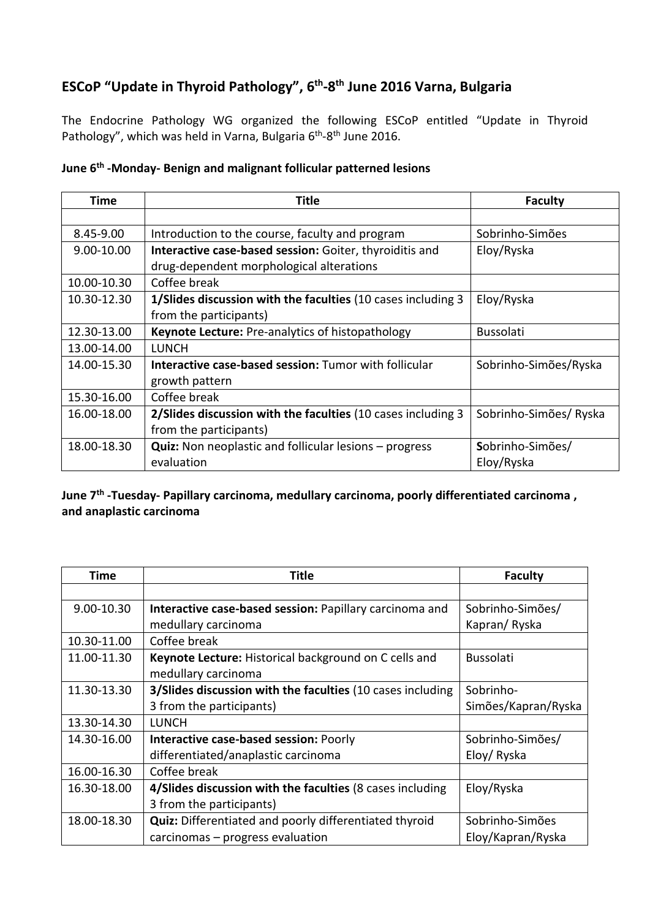## ESCoP "Update in Thyroid Pathology", 6th-8th June 2016 Varna, Bulgaria

The Endocrine Pathology WG organized the following ESCoP entitled "Update in Thyroid Pathology", which was held in Varna, Bulgaria 6th-8th June 2016.

**June 6th -Monday- Benign and malignant follicular patterned lesions**

| Time | Title | Faculty |
|---|---|---|
| | | |
| 8.45-9.00 | Introduction to the course, faculty and program | Sobrinho-Simões |
| 9.00-10.00 | **Interactive case-based session:** Goiter, thyroiditis and drug-dependent morphological alterations | Eloy/Ryska |
| 10.00-10.30 | Coffee break | |
| 10.30-12.30 | **1/Slides discussion with the faculties** (10 cases including 3 from the participants) | Eloy/Ryska |
| 12.30-13.00 | **Keynote Lecture:** Pre-analytics of histopathology | Bussolati |
| 13.00-14.00 | LUNCH | |
| 14.00-15.30 | **Interactive case-based session:** Tumor with follicular growth pattern | Sobrinho-Simões/Ryska |
| 15.30-16.00 | Coffee break | |
| 16.00-18.00 | **2/Slides discussion with the faculties** (10 cases including 3 from the participants) | Sobrinho-Simões/ Ryska |
| 18.00-18.30 | **Quiz:** Non neoplastic and follicular lesions – progress evaluation | Sobrinho-Simões/ Eloy/Ryska |

**June 7th -Tuesday- Papillary carcinoma, medullary carcinoma, poorly differentiated carcinoma , and anaplastic carcinoma**

| Time | Title | Faculty |
|---|---|---|
| | | |
| 9.00-10.30 | **Interactive case-based session:** Papillary carcinoma and medullary carcinoma | Sobrinho-Simões/ Kapran/ Ryska |
| 10.30-11.00 | Coffee break | |
| 11.00-11.30 | **Keynote Lecture:** Historical background on C cells and medullary carcinoma | Bussolati |
| 11.30-13.30 | **3/Slides discussion with the faculties** (10 cases including 3 from the participants) | Sobrinho-Simões/Kapran/Ryska |
| 13.30-14.30 | LUNCH | |
| 14.30-16.00 | **Interactive case-based session:** Poorly differentiated/anaplastic carcinoma | Sobrinho-Simões/ Eloy/ Ryska |
| 16.00-16.30 | Coffee break | |
| 16.30-18.00 | **4/Slides discussion with the faculties** (8 cases including 3 from the participants) | Eloy/Ryska |
| 18.00-18.30 | **Quiz:** Differentiated and poorly differentiated thyroid carcinomas – progress evaluation | Sobrinho-Simões Eloy/Kapran/Ryska |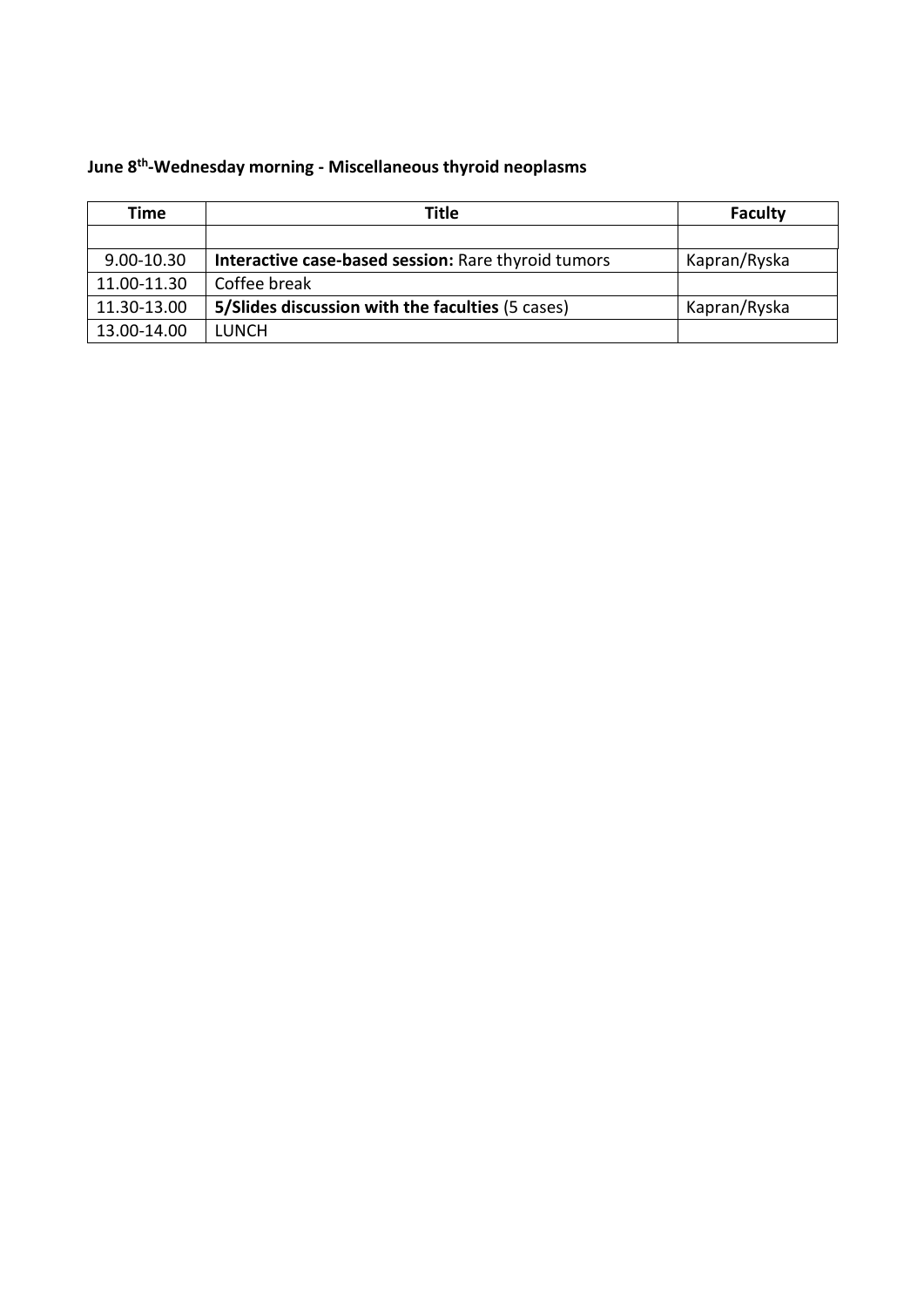**June 8[th]-Wednesday morning - Miscellaneous thyroid neoplasms**

| Time | Title | Faculty |
|---|---|---|
| | | |
| 9.00-10.30 | **Interactive case-based session:** Rare thyroid tumors | Kapran/Ryska |
| 11.00-11.30 | Coffee break | |
| 11.30-13.00 | **5/Slides discussion with the faculties** (5 cases) | Kapran/Ryska |
| 13.00-14.00 | LUNCH | |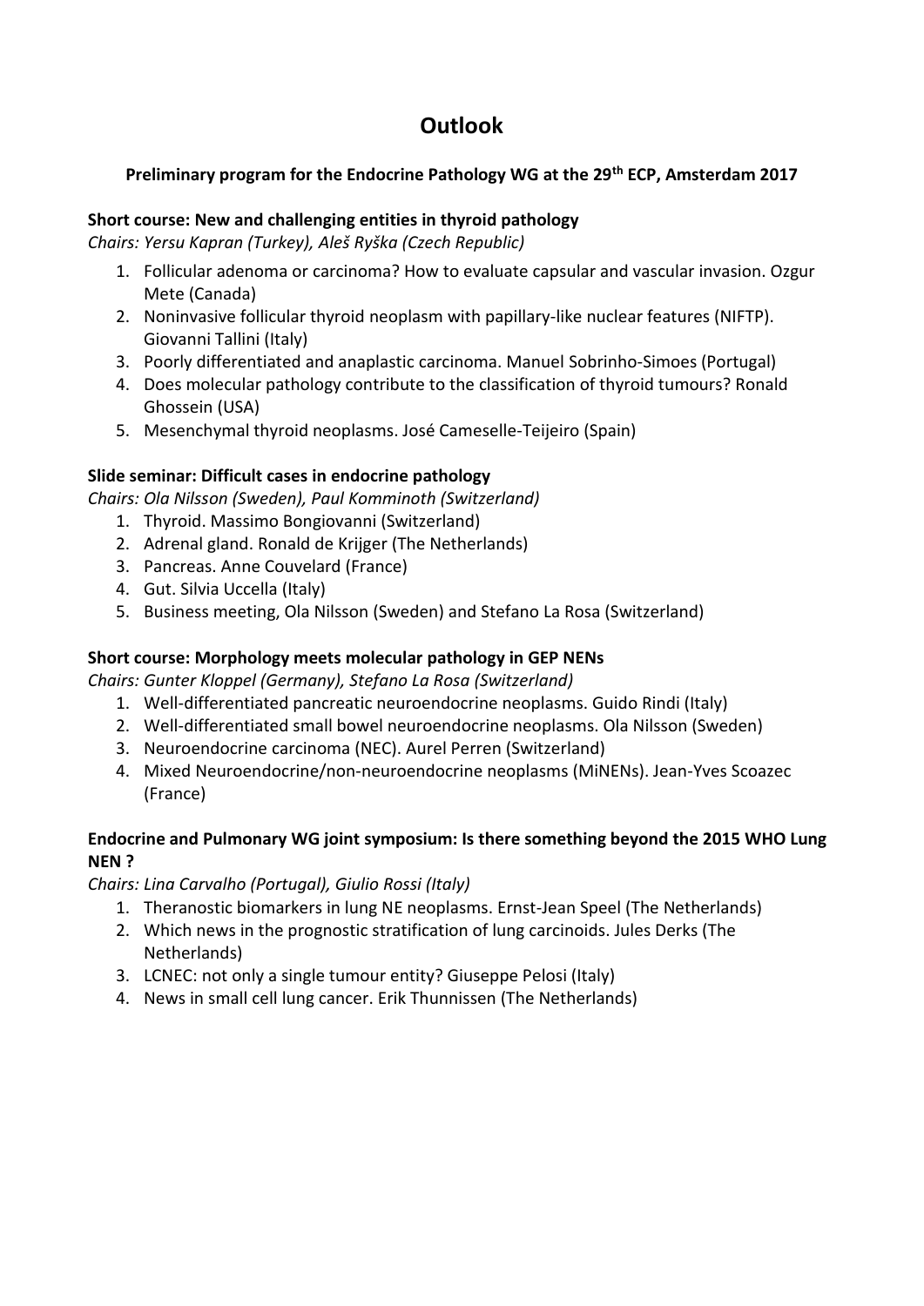# Outlook

### Preliminary program for the Endocrine Pathology WG at the 29th ECP, Amsterdam 2017

**Short course: New and challenging entities in thyroid pathology**

*Chairs: Yersu Kapran (Turkey), Aleš Ryška (Czech Republic)*

1. Follicular adenoma or carcinoma? How to evaluate capsular and vascular invasion. Ozgur Mete (Canada)
2. Noninvasive follicular thyroid neoplasm with papillary-like nuclear features (NIFTP). Giovanni Tallini (Italy)
3. Poorly differentiated and anaplastic carcinoma. Manuel Sobrinho-Simoes (Portugal)
4. Does molecular pathology contribute to the classification of thyroid tumours? Ronald Ghossein (USA)
5. Mesenchymal thyroid neoplasms. José Cameselle-Teijeiro (Spain)

**Slide seminar: Difficult cases in endocrine pathology**

*Chairs: Ola Nilsson (Sweden), Paul Komminoth (Switzerland)*

1. Thyroid. Massimo Bongiovanni (Switzerland)
2. Adrenal gland. Ronald de Krijger (The Netherlands)
3. Pancreas. Anne Couvelard (France)
4. Gut. Silvia Uccella (Italy)
5. Business meeting, Ola Nilsson (Sweden) and Stefano La Rosa (Switzerland)

**Short course: Morphology meets molecular pathology in GEP NENs**

*Chairs: Gunter Kloppel (Germany), Stefano La Rosa (Switzerland)*

1. Well-differentiated pancreatic neuroendocrine neoplasms. Guido Rindi (Italy)
2. Well-differentiated small bowel neuroendocrine neoplasms. Ola Nilsson (Sweden)
3. Neuroendocrine carcinoma (NEC). Aurel Perren (Switzerland)
4. Mixed Neuroendocrine/non-neuroendocrine neoplasms (MiNENs). Jean-Yves Scoazec (France)

**Endocrine and Pulmonary WG joint symposium: Is there something beyond the 2015 WHO Lung NEN ?**

*Chairs: Lina Carvalho (Portugal), Giulio Rossi (Italy)*

1. Theranostic biomarkers in lung NE neoplasms. Ernst-Jean Speel (The Netherlands)
2. Which news in the prognostic stratification of lung carcinoids. Jules Derks (The Netherlands)
3. LCNEC: not only a single tumour entity? Giuseppe Pelosi (Italy)
4. News in small cell lung cancer. Erik Thunnissen (The Netherlands)